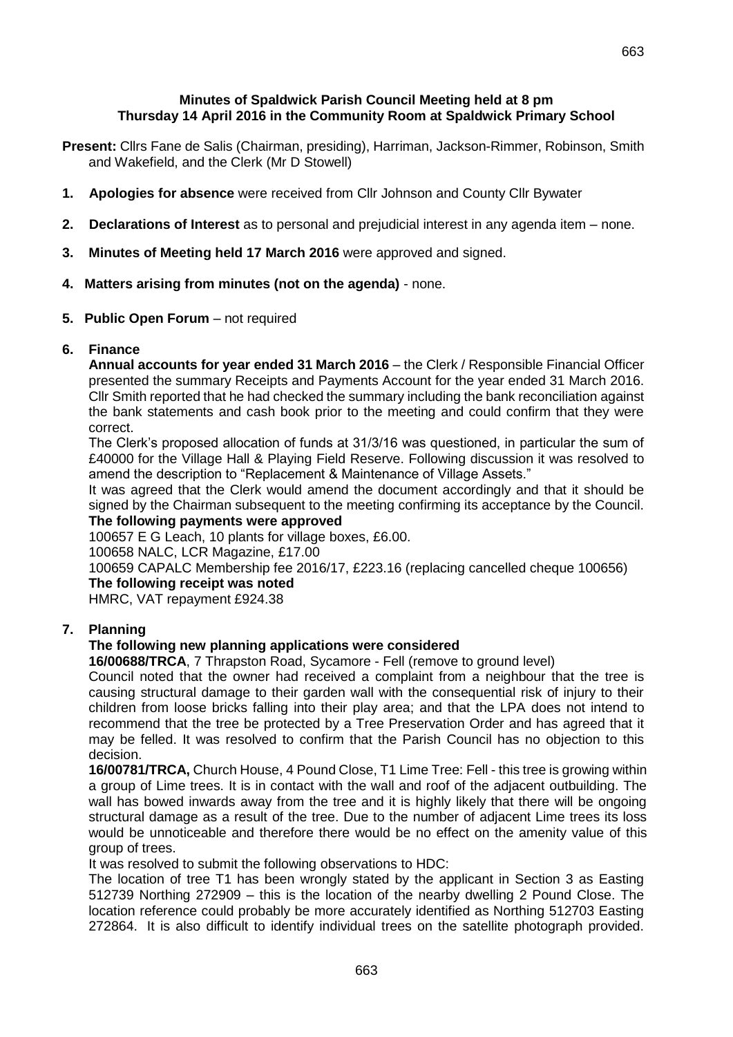**Minutes of Spaldwick Parish Council Meeting held at 8 pm**
**Thursday 14 April 2016 in the Community Room at Spaldwick Primary School**

**Present:** Cllrs Fane de Salis (Chairman, presiding), Harriman, Jackson-Rimmer, Robinson, Smith and Wakefield, and the Clerk (Mr D Stowell)

1. **Apologies for absence** were received from Cllr Johnson and County Cllr Bywater

2. **Declarations of Interest** as to personal and prejudicial interest in any agenda item – none.

3. **Minutes of Meeting held 17 March 2016** were approved and signed.

4. **Matters arising from minutes (not on the agenda)** - none.

5. **Public Open Forum** – not required

6. **Finance**

   **Annual accounts for year ended 31 March 2016** – the Clerk / Responsible Financial Officer presented the summary Receipts and Payments Account for the year ended 31 March 2016. Cllr Smith reported that he had checked the summary including the bank reconciliation against the bank statements and cash book prior to the meeting and could confirm that they were correct.

   The Clerk's proposed allocation of funds at 31/3/16 was questioned, in particular the sum of £40000 for the Village Hall & Playing Field Reserve. Following discussion it was resolved to amend the description to "Replacement & Maintenance of Village Assets."

   It was agreed that the Clerk would amend the document accordingly and that it should be signed by the Chairman subsequent to the meeting confirming its acceptance by the Council.

   **The following payments were approved**

   100657 E G Leach, 10 plants for village boxes, £6.00.

   100658 NALC, LCR Magazine, £17.00

   100659 CAPALC Membership fee 2016/17, £223.16 (replacing cancelled cheque 100656)

   **The following receipt was noted**

   HMRC, VAT repayment £924.38

7. **Planning**

   **The following new planning applications were considered**

   **16/00688/TRCA**, 7 Thrapston Road, Sycamore - Fell (remove to ground level)

   Council noted that the owner had received a complaint from a neighbour that the tree is causing structural damage to their garden wall with the consequential risk of injury to their children from loose bricks falling into their play area; and that the LPA does not intend to recommend that the tree be protected by a Tree Preservation Order and has agreed that it may be felled. It was resolved to confirm that the Parish Council has no objection to this decision.

   **16/00781/TRCA,** Church House, 4 Pound Close, T1 Lime Tree: Fell - this tree is growing within a group of Lime trees. It is in contact with the wall and roof of the adjacent outbuilding. The wall has bowed inwards away from the tree and it is highly likely that there will be ongoing structural damage as a result of the tree. Due to the number of adjacent Lime trees its loss would be unnoticeable and therefore there would be no effect on the amenity value of this group of trees.

   It was resolved to submit the following observations to HDC:

   The location of tree T1 has been wrongly stated by the applicant in Section 3 as Easting 512739 Northing 272909 – this is the location of the nearby dwelling 2 Pound Close. The location reference could probably be more accurately identified as Northing 512703 Easting 272864. It is also difficult to identify individual trees on the satellite photograph provided.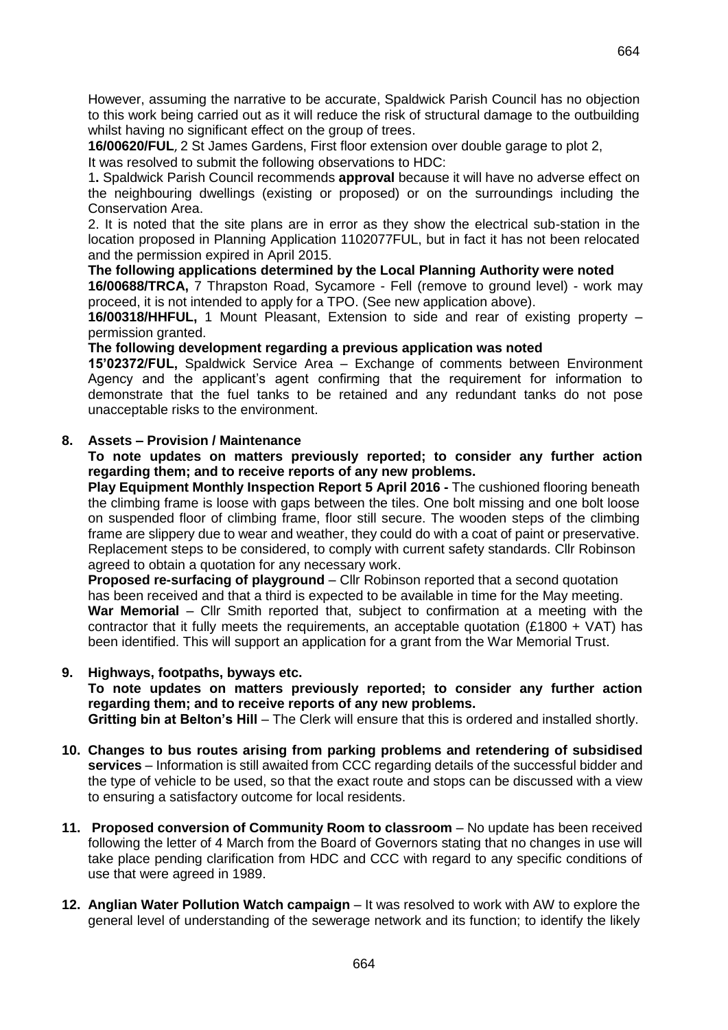However, assuming the narrative to be accurate, Spaldwick Parish Council has no objection to this work being carried out as it will reduce the risk of structural damage to the outbuilding whilst having no significant effect on the group of trees.

**16/00620/FUL**, 2 St James Gardens, First floor extension over double garage to plot 2,
It was resolved to submit the following observations to HDC:

1**.** Spaldwick Parish Council recommends **approval** because it will have no adverse effect on the neighbouring dwellings (existing or proposed) or on the surroundings including the Conservation Area.

2. It is noted that the site plans are in error as they show the electrical sub-station in the location proposed in Planning Application 1102077FUL, but in fact it has not been relocated and the permission expired in April 2015.

**The following applications determined by the Local Planning Authority were noted**

**16/00688/TRCA,** 7 Thrapston Road, Sycamore - Fell (remove to ground level) - work may proceed, it is not intended to apply for a TPO. (See new application above).

**16/00318/HHFUL,** 1 Mount Pleasant, Extension to side and rear of existing property – permission granted.

**The following development regarding a previous application was noted**

**15'02372/FUL,** Spaldwick Service Area – Exchange of comments between Environment Agency and the applicant's agent confirming that the requirement for information to demonstrate that the fuel tanks to be retained and any redundant tanks do not pose unacceptable risks to the environment.

**8. Assets – Provision / Maintenance**

**To note updates on matters previously reported; to consider any further action regarding them; and to receive reports of any new problems.**

**Play Equipment Monthly Inspection Report 5 April 2016 -** The cushioned flooring beneath the climbing frame is loose with gaps between the tiles. One bolt missing and one bolt loose on suspended floor of climbing frame, floor still secure. The wooden steps of the climbing frame are slippery due to wear and weather, they could do with a coat of paint or preservative. Replacement steps to be considered, to comply with current safety standards. Cllr Robinson agreed to obtain a quotation for any necessary work.

**Proposed re-surfacing of playground** – Cllr Robinson reported that a second quotation has been received and that a third is expected to be available in time for the May meeting.

**War Memorial** – Cllr Smith reported that, subject to confirmation at a meeting with the contractor that it fully meets the requirements, an acceptable quotation (£1800 + VAT) has been identified. This will support an application for a grant from the War Memorial Trust.

**9. Highways, footpaths, byways etc.**

**To note updates on matters previously reported; to consider any further action regarding them; and to receive reports of any new problems.**

**Gritting bin at Belton's Hill** – The Clerk will ensure that this is ordered and installed shortly.

**10. Changes to bus routes arising from parking problems and retendering of subsidised services** – Information is still awaited from CCC regarding details of the successful bidder and the type of vehicle to be used, so that the exact route and stops can be discussed with a view to ensuring a satisfactory outcome for local residents.

**11. Proposed conversion of Community Room to classroom** – No update has been received following the letter of 4 March from the Board of Governors stating that no changes in use will take place pending clarification from HDC and CCC with regard to any specific conditions of use that were agreed in 1989.

**12. Anglian Water Pollution Watch campaign** – It was resolved to work with AW to explore the general level of understanding of the sewerage network and its function; to identify the likely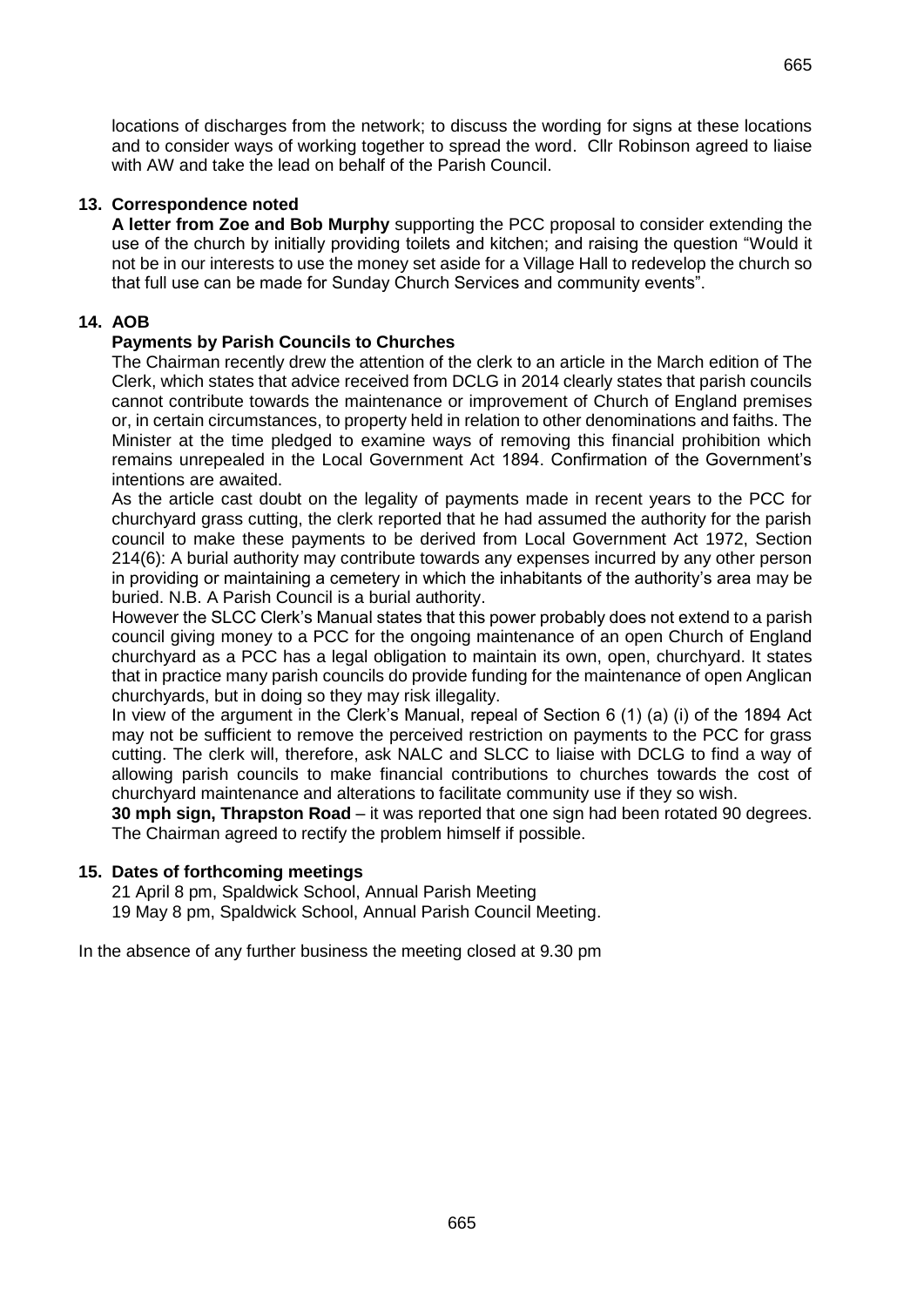locations of discharges from the network; to discuss the wording for signs at these locations and to consider ways of working together to spread the word. Cllr Robinson agreed to liaise with AW and take the lead on behalf of the Parish Council.

**13. Correspondence noted**

**A letter from Zoe and Bob Murphy** supporting the PCC proposal to consider extending the use of the church by initially providing toilets and kitchen; and raising the question "Would it not be in our interests to use the money set aside for a Village Hall to redevelop the church so that full use can be made for Sunday Church Services and community events".

**14. AOB**

**Payments by Parish Councils to Churches**

The Chairman recently drew the attention of the clerk to an article in the March edition of The Clerk, which states that advice received from DCLG in 2014 clearly states that parish councils cannot contribute towards the maintenance or improvement of Church of England premises or, in certain circumstances, to property held in relation to other denominations and faiths. The Minister at the time pledged to examine ways of removing this financial prohibition which remains unrepealed in the Local Government Act 1894. Confirmation of the Government's intentions are awaited.

As the article cast doubt on the legality of payments made in recent years to the PCC for churchyard grass cutting, the clerk reported that he had assumed the authority for the parish council to make these payments to be derived from Local Government Act 1972, Section 214(6): A burial authority may contribute towards any expenses incurred by any other person in providing or maintaining a cemetery in which the inhabitants of the authority's area may be buried. N.B. A Parish Council is a burial authority.

However the SLCC Clerk's Manual states that this power probably does not extend to a parish council giving money to a PCC for the ongoing maintenance of an open Church of England churchyard as a PCC has a legal obligation to maintain its own, open, churchyard. It states that in practice many parish councils do provide funding for the maintenance of open Anglican churchyards, but in doing so they may risk illegality.

In view of the argument in the Clerk's Manual, repeal of Section 6 (1) (a) (i) of the 1894 Act may not be sufficient to remove the perceived restriction on payments to the PCC for grass cutting. The clerk will, therefore, ask NALC and SLCC to liaise with DCLG to find a way of allowing parish councils to make financial contributions to churches towards the cost of churchyard maintenance and alterations to facilitate community use if they so wish.

**30 mph sign, Thrapston Road** – it was reported that one sign had been rotated 90 degrees. The Chairman agreed to rectify the problem himself if possible.

**15. Dates of forthcoming meetings**

21 April 8 pm, Spaldwick School, Annual Parish Meeting
19 May 8 pm, Spaldwick School, Annual Parish Council Meeting.

In the absence of any further business the meeting closed at 9.30 pm